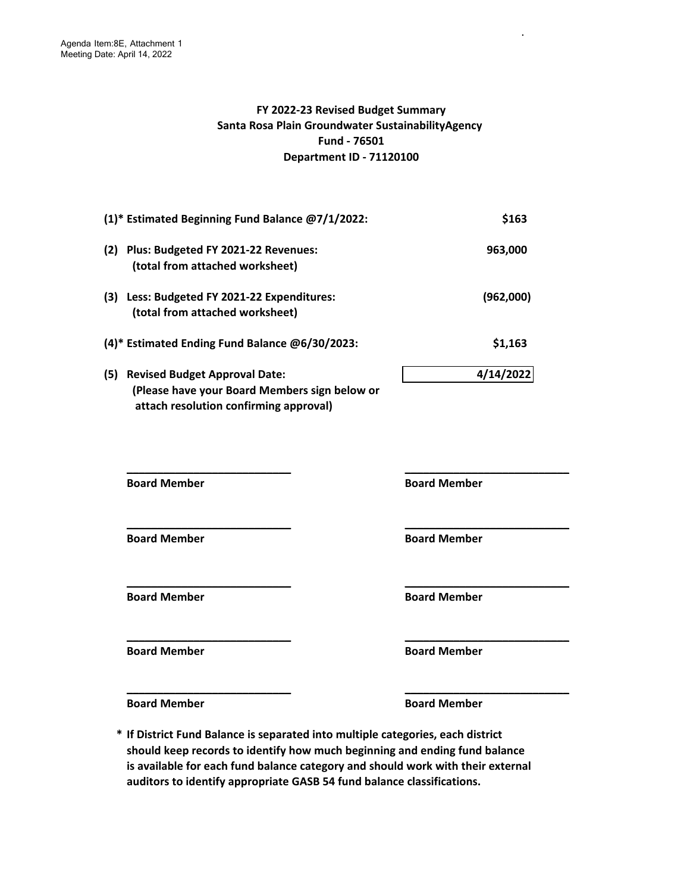Agenda Item:8E, Attachment 1
Meeting Date: April 14, 2022

**FY 2022-23 Revised Budget Summary**
**Santa Rosa Plain Groundwater SustainabilityAgency**
**Fund - 76501**
**Department ID - 71120100**

| | |
|---|---|
| **(1)* Estimated Beginning Fund Balance @7/1/2022:** | **$163** |
| **(2) Plus: Budgeted FY 2021-22 Revenues:** **(total from attached worksheet)** | **963,000** |
| **(3) Less: Budgeted FY 2021-22 Expenditures:** **(total from attached worksheet)** | **(962,000)** |
| **(4)* Estimated Ending Fund Balance @6/30/2023:** | **$1,163** |
| **(5) Revised Budget Approval Date:** **(Please have your Board Members sign below or attach resolution confirming approval)** | **4/14/2022** |

| | |
|---|---|
| ______________________ **Board Member** | ______________________ **Board Member** |
| ______________________ **Board Member** | ______________________ **Board Member** |
| ______________________ **Board Member** | ______________________ **Board Member** |
| ______________________ **Board Member** | ______________________ **Board Member** |
| ______________________ **Board Member** | ______________________ **Board Member** |

**\* If District Fund Balance is separated into multiple categories, each district should keep records to identify how much beginning and ending fund balance is available for each fund balance category and should work with their external auditors to identify appropriate GASB 54 fund balance classifications.**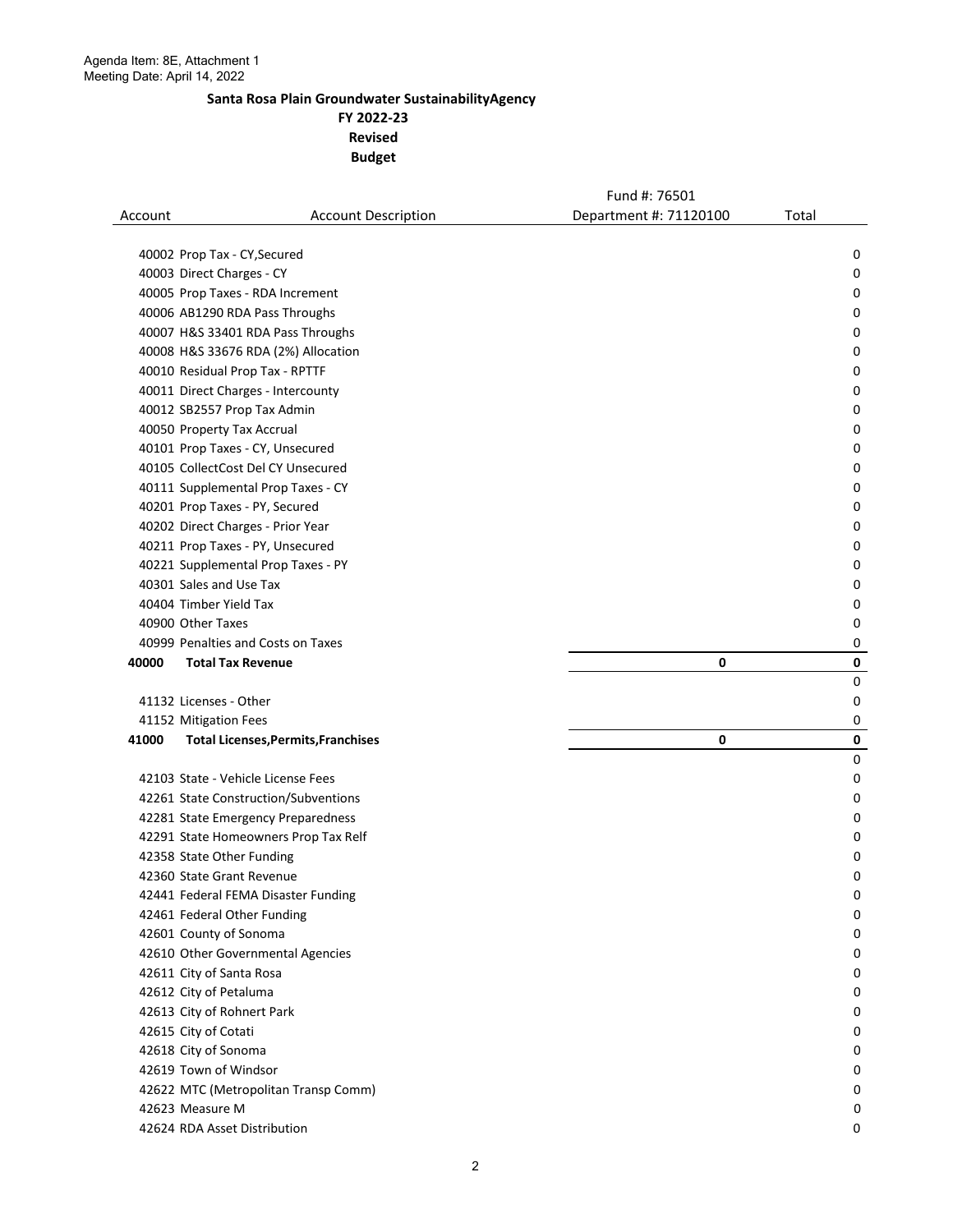Agenda Item: 8E, Attachment 1
Meeting Date: April 14, 2022

**Santa Rosa Plain Groundwater SustainabilityAgency**
**FY 2022-23**
**Revised**
**Budget**

| Account | Account Description | Fund #: 76501<br>Department #: 71120100 | Total |
|---|---|---|---|
| 40002 | Prop Tax - CY,Secured | | 0 |
| 40003 | Direct Charges - CY | | 0 |
| 40005 | Prop Taxes - RDA Increment | | 0 |
| 40006 | AB1290 RDA Pass Throughs | | 0 |
| 40007 | H&S 33401 RDA Pass Throughs | | 0 |
| 40008 | H&S 33676 RDA (2%) Allocation | | 0 |
| 40010 | Residual Prop Tax - RPTTF | | 0 |
| 40011 | Direct Charges - Intercounty | | 0 |
| 40012 | SB2557 Prop Tax Admin | | 0 |
| 40050 | Property Tax Accrual | | 0 |
| 40101 | Prop Taxes - CY, Unsecured | | 0 |
| 40105 | CollectCost Del CY Unsecured | | 0 |
| 40111 | Supplemental Prop Taxes - CY | | 0 |
| 40201 | Prop Taxes - PY, Secured | | 0 |
| 40202 | Direct Charges - Prior Year | | 0 |
| 40211 | Prop Taxes - PY, Unsecured | | 0 |
| 40221 | Supplemental Prop Taxes - PY | | 0 |
| 40301 | Sales and Use Tax | | 0 |
| 40404 | Timber Yield Tax | | 0 |
| 40900 | Other Taxes | | 0 |
| 40999 | Penalties and Costs on Taxes | | 0 |
| **40000** | **Total Tax Revenue** | **0** | **0** |
| | | | 0 |
| 41132 | Licenses - Other | | 0 |
| 41152 | Mitigation Fees | | 0 |
| **41000** | **Total Licenses,Permits,Franchises** | **0** | **0** |
| | | | 0 |
| 42103 | State - Vehicle License Fees | | 0 |
| 42261 | State Construction/Subventions | | 0 |
| 42281 | State Emergency Preparedness | | 0 |
| 42291 | State Homeowners Prop Tax Relf | | 0 |
| 42358 | State Other Funding | | 0 |
| 42360 | State Grant Revenue | | 0 |
| 42441 | Federal FEMA Disaster Funding | | 0 |
| 42461 | Federal Other Funding | | 0 |
| 42601 | County of Sonoma | | 0 |
| 42610 | Other Governmental Agencies | | 0 |
| 42611 | City of Santa Rosa | | 0 |
| 42612 | City of Petaluma | | 0 |
| 42613 | City of Rohnert Park | | 0 |
| 42615 | City of Cotati | | 0 |
| 42618 | City of Sonoma | | 0 |
| 42619 | Town of Windsor | | 0 |
| 42622 | MTC (Metropolitan Transp Comm) | | 0 |
| 42623 | Measure M | | 0 |
| 42624 | RDA Asset Distribution | | 0 |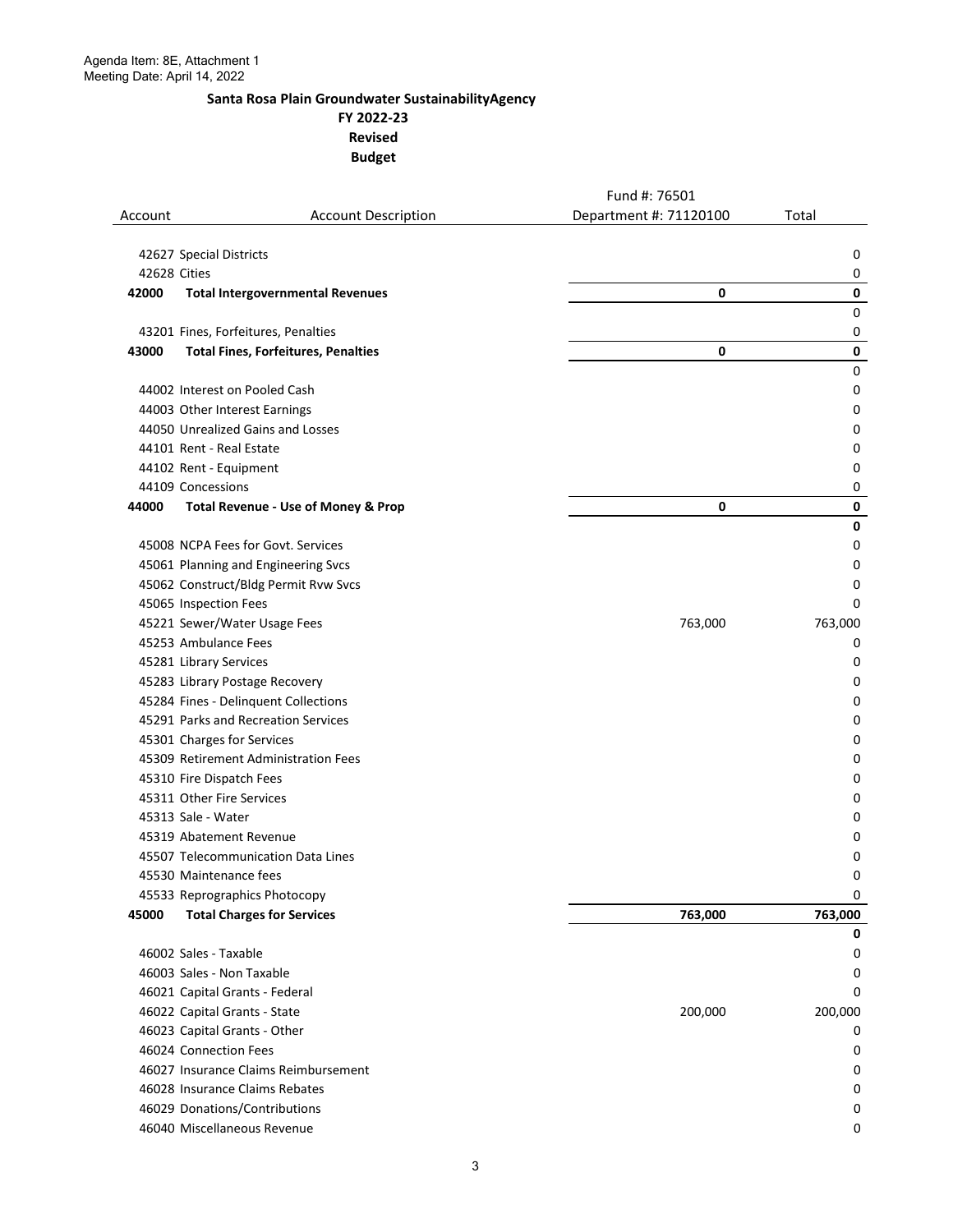Agenda Item: 8E, Attachment 1
Meeting Date: April 14, 2022

## Santa Rosa Plain Groundwater SustainabilityAgency
## FY 2022-23
## Revised
## Budget

| Account | Account Description | Fund #: 76501<br>Department #: 71120100 | Total |
|---|---|---|---|
| 42627 | Special Districts | | 0 |
| 42628 | Cities | | 0 |
| **42000** | **Total Intergovernmental Revenues** | **0** | **0** |
| | | | 0 |
| 43201 | Fines, Forfeitures, Penalties | | 0 |
| **43000** | **Total Fines, Forfeitures, Penalties** | **0** | **0** |
| | | | 0 |
| 44002 | Interest on Pooled Cash | | 0 |
| 44003 | Other Interest Earnings | | 0 |
| 44050 | Unrealized Gains and Losses | | 0 |
| 44101 | Rent - Real Estate | | 0 |
| 44102 | Rent - Equipment | | 0 |
| 44109 | Concessions | | 0 |
| **44000** | **Total Revenue - Use of Money & Prop** | **0** | **0** |
| | | | **0** |
| 45008 | NCPA Fees for Govt. Services | | 0 |
| 45061 | Planning and Engineering Svcs | | 0 |
| 45062 | Construct/Bldg Permit Rvw Svcs | | 0 |
| 45065 | Inspection Fees | | 0 |
| 45221 | Sewer/Water Usage Fees | 763,000 | 763,000 |
| 45253 | Ambulance Fees | | 0 |
| 45281 | Library Services | | 0 |
| 45283 | Library Postage Recovery | | 0 |
| 45284 | Fines - Delinquent Collections | | 0 |
| 45291 | Parks and Recreation Services | | 0 |
| 45301 | Charges for Services | | 0 |
| 45309 | Retirement Administration Fees | | 0 |
| 45310 | Fire Dispatch Fees | | 0 |
| 45311 | Other Fire Services | | 0 |
| 45313 | Sale - Water | | 0 |
| 45319 | Abatement Revenue | | 0 |
| 45507 | Telecommunication Data Lines | | 0 |
| 45530 | Maintenance fees | | 0 |
| 45533 | Reprographics Photocopy | | 0 |
| **45000** | **Total Charges for Services** | **763,000** | **763,000** |
| | | | **0** |
| 46002 | Sales - Taxable | | 0 |
| 46003 | Sales - Non Taxable | | 0 |
| 46021 | Capital Grants - Federal | | 0 |
| 46022 | Capital Grants - State | 200,000 | 200,000 |
| 46023 | Capital Grants - Other | | 0 |
| 46024 | Connection Fees | | 0 |
| 46027 | Insurance Claims Reimbursement | | 0 |
| 46028 | Insurance Claims Rebates | | 0 |
| 46029 | Donations/Contributions | | 0 |
| 46040 | Miscellaneous Revenue | | 0 |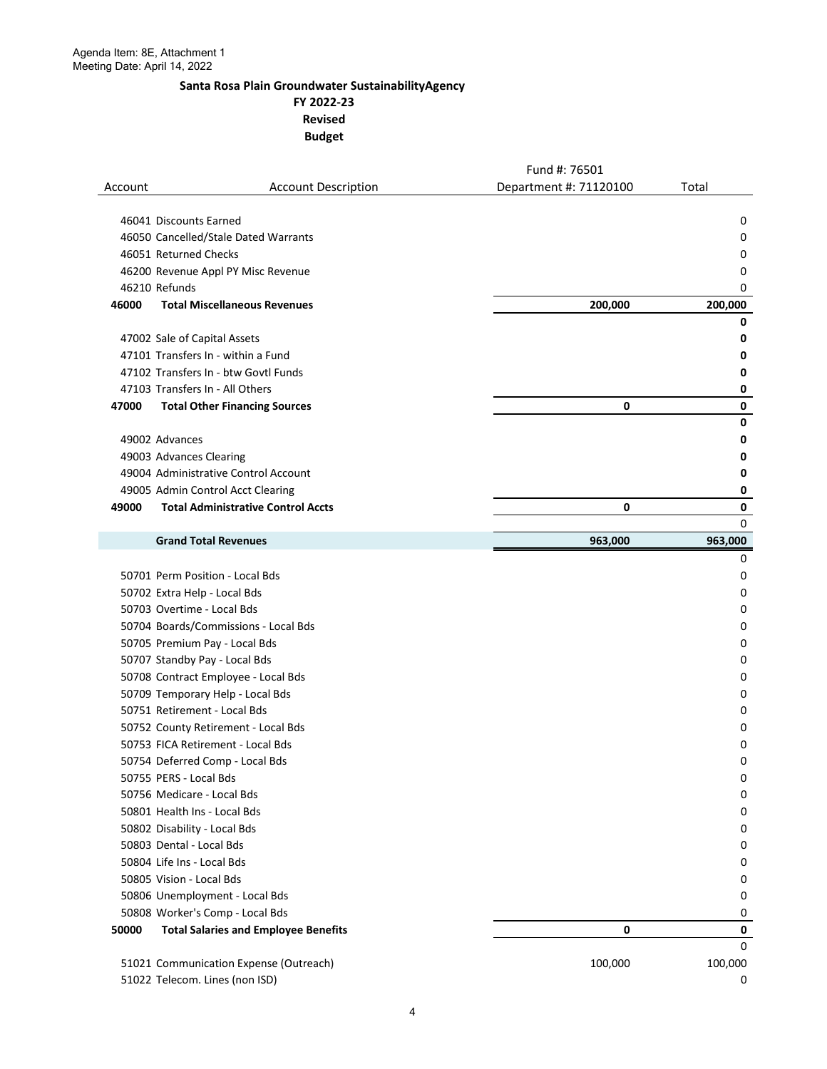Agenda Item: 8E, Attachment 1
Meeting Date: April 14, 2022

## Santa Rosa Plain Groundwater SustainabilityAgency
## FY 2022-23
## Revised
## Budget

| Account | Account Description | Fund #: 76501<br>Department #: 71120100 | Total |
|---|---|---|---|
| 46041 | Discounts Earned | | 0 |
| 46050 | Cancelled/Stale Dated Warrants | | 0 |
| 46051 | Returned Checks | | 0 |
| 46200 | Revenue Appl PY Misc Revenue | | 0 |
| 46210 | Refunds | | 0 |
| **46000** | **Total Miscellaneous Revenues** | **200,000** | **200,000** |
| | | | **0** |
| 47002 | Sale of Capital Assets | | **0** |
| 47101 | Transfers In - within a Fund | | **0** |
| 47102 | Transfers In - btw Govtl Funds | | **0** |
| 47103 | Transfers In - All Others | | **0** |
| **47000** | **Total Other Financing Sources** | **0** | **0** |
| | | | **0** |
| 49002 | Advances | | **0** |
| 49003 | Advances Clearing | | **0** |
| 49004 | Administrative Control Account | | **0** |
| 49005 | Admin Control Acct Clearing | | **0** |
| **49000** | **Total Administrative Control Accts** | **0** | **0** |
| | | | 0 |
| | **Grand Total Revenues** | **963,000** | **963,000** |
| | | | 0 |
| 50701 | Perm Position - Local Bds | | 0 |
| 50702 | Extra Help - Local Bds | | 0 |
| 50703 | Overtime - Local Bds | | 0 |
| 50704 | Boards/Commissions - Local Bds | | 0 |
| 50705 | Premium Pay - Local Bds | | 0 |
| 50707 | Standby Pay - Local Bds | | 0 |
| 50708 | Contract Employee - Local Bds | | 0 |
| 50709 | Temporary Help - Local Bds | | 0 |
| 50751 | Retirement - Local Bds | | 0 |
| 50752 | County Retirement - Local Bds | | 0 |
| 50753 | FICA Retirement - Local Bds | | 0 |
| 50754 | Deferred Comp - Local Bds | | 0 |
| 50755 | PERS - Local Bds | | 0 |
| 50756 | Medicare - Local Bds | | 0 |
| 50801 | Health Ins - Local Bds | | 0 |
| 50802 | Disability - Local Bds | | 0 |
| 50803 | Dental - Local Bds | | 0 |
| 50804 | Life Ins - Local Bds | | 0 |
| 50805 | Vision - Local Bds | | 0 |
| 50806 | Unemployment - Local Bds | | 0 |
| 50808 | Worker's Comp - Local Bds | | 0 |
| **50000** | **Total Salaries and Employee Benefits** | **0** | **0** |
| | | | 0 |
| 51021 | Communication Expense (Outreach) | 100,000 | 100,000 |
| 51022 | Telecom. Lines (non ISD) | | 0 |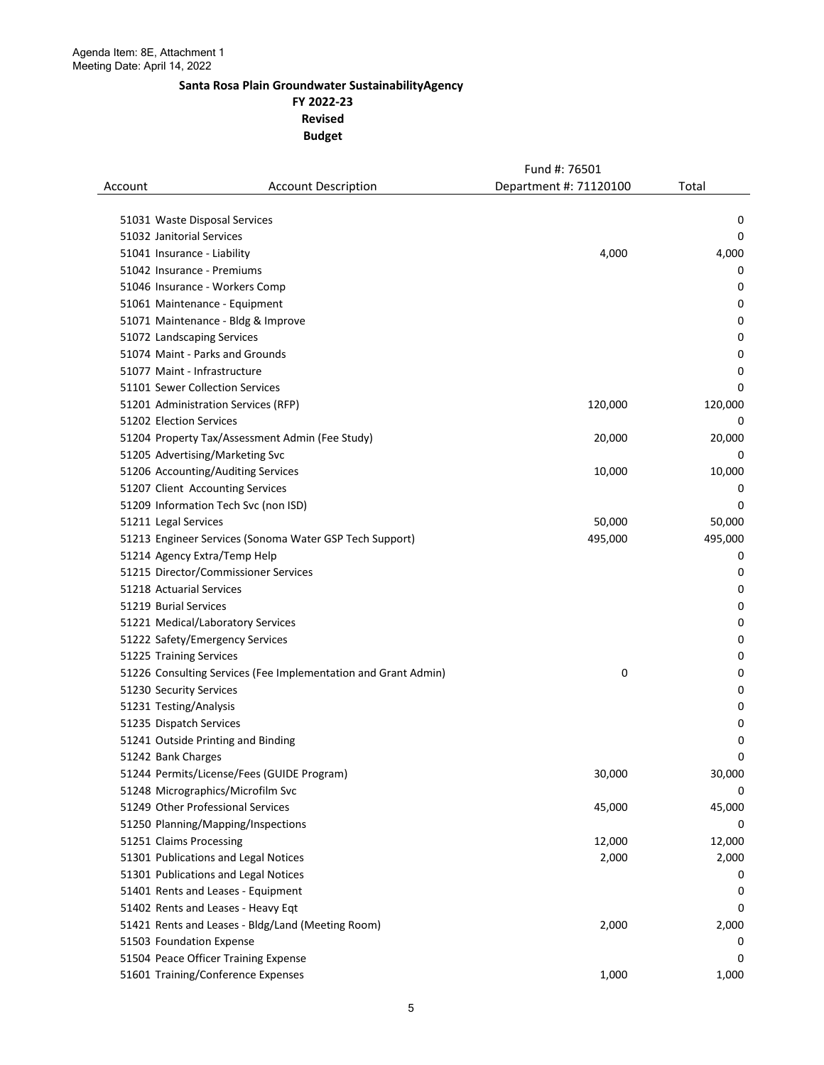Agenda Item: 8E, Attachment 1
Meeting Date: April 14, 2022

**Santa Rosa Plain Groundwater SustainabilityAgency**
**FY 2022-23**
**Revised**
**Budget**

| Account | Account Description | Fund #: 76501<br>Department #: 71120100 | Total |
|---|---|---|---|
| 51031 | Waste Disposal Services | | 0 |
| 51032 | Janitorial Services | | 0 |
| 51041 | Insurance - Liability | 4,000 | 4,000 |
| 51042 | Insurance - Premiums | | 0 |
| 51046 | Insurance - Workers Comp | | 0 |
| 51061 | Maintenance - Equipment | | 0 |
| 51071 | Maintenance - Bldg & Improve | | 0 |
| 51072 | Landscaping Services | | 0 |
| 51074 | Maint - Parks and Grounds | | 0 |
| 51077 | Maint - Infrastructure | | 0 |
| 51101 | Sewer Collection Services | | 0 |
| 51201 | Administration Services (RFP) | 120,000 | 120,000 |
| 51202 | Election Services | | 0 |
| 51204 | Property Tax/Assessment Admin (Fee Study) | 20,000 | 20,000 |
| 51205 | Advertising/Marketing Svc | | 0 |
| 51206 | Accounting/Auditing Services | 10,000 | 10,000 |
| 51207 | Client Accounting Services | | 0 |
| 51209 | Information Tech Svc (non ISD) | | 0 |
| 51211 | Legal Services | 50,000 | 50,000 |
| 51213 | Engineer Services (Sonoma Water GSP Tech Support) | 495,000 | 495,000 |
| 51214 | Agency Extra/Temp Help | | 0 |
| 51215 | Director/Commissioner Services | | 0 |
| 51218 | Actuarial Services | | 0 |
| 51219 | Burial Services | | 0 |
| 51221 | Medical/Laboratory Services | | 0 |
| 51222 | Safety/Emergency Services | | 0 |
| 51225 | Training Services | | 0 |
| 51226 | Consulting Services (Fee Implementation and Grant Admin) | 0 | 0 |
| 51230 | Security Services | | 0 |
| 51231 | Testing/Analysis | | 0 |
| 51235 | Dispatch Services | | 0 |
| 51241 | Outside Printing and Binding | | 0 |
| 51242 | Bank Charges | | 0 |
| 51244 | Permits/License/Fees (GUIDE Program) | 30,000 | 30,000 |
| 51248 | Micrographics/Microfilm Svc | | 0 |
| 51249 | Other Professional Services | 45,000 | 45,000 |
| 51250 | Planning/Mapping/Inspections | | 0 |
| 51251 | Claims Processing | 12,000 | 12,000 |
| 51301 | Publications and Legal Notices | 2,000 | 2,000 |
| 51301 | Publications and Legal Notices | | 0 |
| 51401 | Rents and Leases - Equipment | | 0 |
| 51402 | Rents and Leases - Heavy Eqt | | 0 |
| 51421 | Rents and Leases - Bldg/Land (Meeting Room) | 2,000 | 2,000 |
| 51503 | Foundation Expense | | 0 |
| 51504 | Peace Officer Training Expense | | 0 |
| 51601 | Training/Conference Expenses | 1,000 | 1,000 |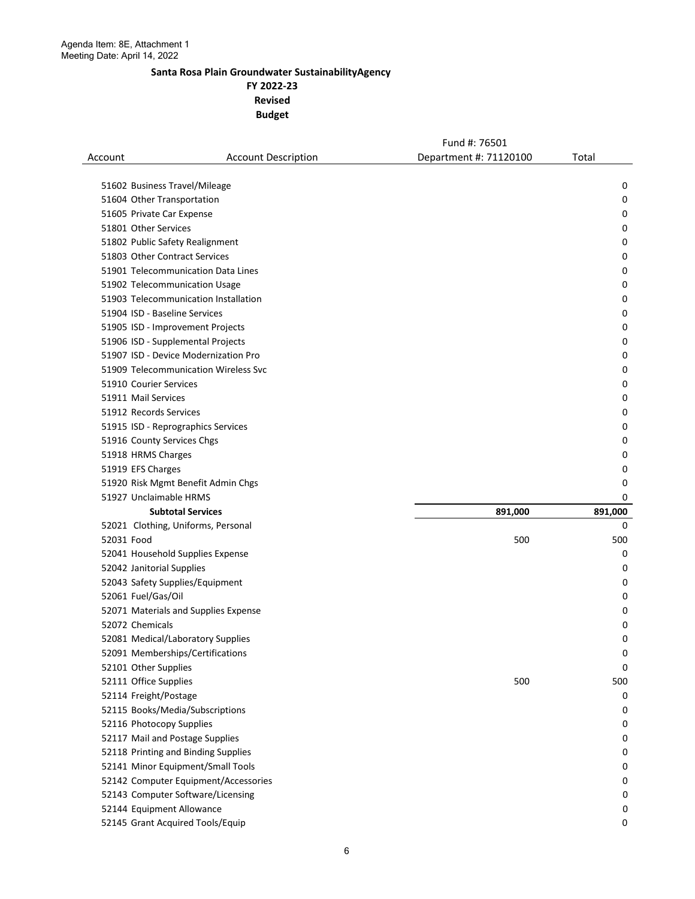Agenda Item: 8E, Attachment 1
Meeting Date: April 14, 2022

**Santa Rosa Plain Groundwater SustainabilityAgency**
**FY 2022-23**
**Revised**
**Budget**

| Account | Account Description | Fund #: 76501 Department #: 71120100 | Total |
|---|---|---|---|
| 51602 | Business Travel/Mileage | | 0 |
| 51604 | Other Transportation | | 0 |
| 51605 | Private Car Expense | | 0 |
| 51801 | Other Services | | 0 |
| 51802 | Public Safety Realignment | | 0 |
| 51803 | Other Contract Services | | 0 |
| 51901 | Telecommunication Data Lines | | 0 |
| 51902 | Telecommunication Usage | | 0 |
| 51903 | Telecommunication Installation | | 0 |
| 51904 | ISD - Baseline Services | | 0 |
| 51905 | ISD - Improvement Projects | | 0 |
| 51906 | ISD - Supplemental Projects | | 0 |
| 51907 | ISD - Device Modernization Pro | | 0 |
| 51909 | Telecommunication Wireless Svc | | 0 |
| 51910 | Courier Services | | 0 |
| 51911 | Mail Services | | 0 |
| 51912 | Records Services | | 0 |
| 51915 | ISD - Reprographics Services | | 0 |
| 51916 | County Services Chgs | | 0 |
| 51918 | HRMS Charges | | 0 |
| 51919 | EFS Charges | | 0 |
| 51920 | Risk Mgmt Benefit Admin Chgs | | 0 |
| 51927 | Unclaimable HRMS | | 0 |
| | **Subtotal Services** | **891,000** | **891,000** |
| 52021 | Clothing, Uniforms, Personal | | 0 |
| 52031 | Food | 500 | 500 |
| 52041 | Household Supplies Expense | | 0 |
| 52042 | Janitorial Supplies | | 0 |
| 52043 | Safety Supplies/Equipment | | 0 |
| 52061 | Fuel/Gas/Oil | | 0 |
| 52071 | Materials and Supplies Expense | | 0 |
| 52072 | Chemicals | | 0 |
| 52081 | Medical/Laboratory Supplies | | 0 |
| 52091 | Memberships/Certifications | | 0 |
| 52101 | Other Supplies | | 0 |
| 52111 | Office Supplies | 500 | 500 |
| 52114 | Freight/Postage | | 0 |
| 52115 | Books/Media/Subscriptions | | 0 |
| 52116 | Photocopy Supplies | | 0 |
| 52117 | Mail and Postage Supplies | | 0 |
| 52118 | Printing and Binding Supplies | | 0 |
| 52141 | Minor Equipment/Small Tools | | 0 |
| 52142 | Computer Equipment/Accessories | | 0 |
| 52143 | Computer Software/Licensing | | 0 |
| 52144 | Equipment Allowance | | 0 |
| 52145 | Grant Acquired Tools/Equip | | 0 |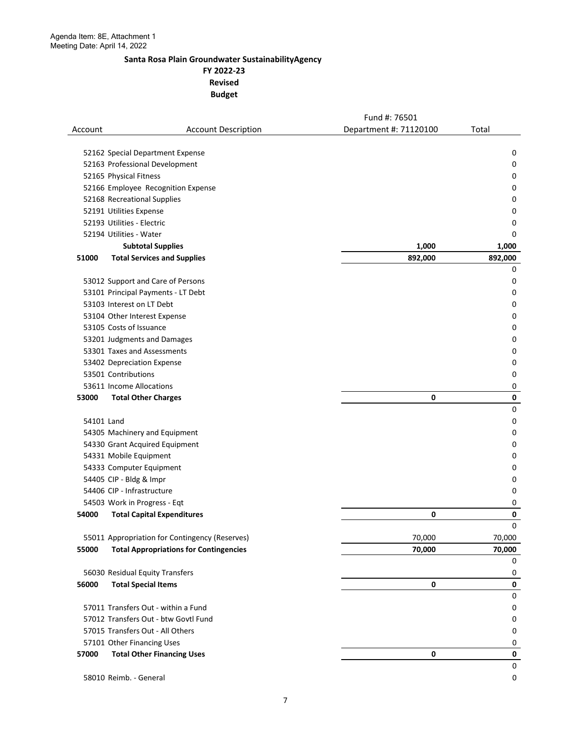Agenda Item: 8E, Attachment 1
Meeting Date: April 14, 2022

**Santa Rosa Plain Groundwater SustainabilityAgency**
**FY 2022-23**
**Revised**
**Budget**

| Account | Account Description | Fund #: 76501<br>Department #: 71120100 | Total |
|---|---|---|---|
| 52162 | Special Department Expense | | 0 |
| 52163 | Professional Development | | 0 |
| 52165 | Physical Fitness | | 0 |
| 52166 | Employee Recognition Expense | | 0 |
| 52168 | Recreational Supplies | | 0 |
| 52191 | Utilities Expense | | 0 |
| 52193 | Utilities - Electric | | 0 |
| 52194 | Utilities - Water | | 0 |
| | **Subtotal Supplies** | **1,000** | **1,000** |
| **51000** | **Total Services and Supplies** | **892,000** | **892,000** |
| | | | 0 |
| 53012 | Support and Care of Persons | | 0 |
| 53101 | Principal Payments - LT Debt | | 0 |
| 53103 | Interest on LT Debt | | 0 |
| 53104 | Other Interest Expense | | 0 |
| 53105 | Costs of Issuance | | 0 |
| 53201 | Judgments and Damages | | 0 |
| 53301 | Taxes and Assessments | | 0 |
| 53402 | Depreciation Expense | | 0 |
| 53501 | Contributions | | 0 |
| 53611 | Income Allocations | | 0 |
| **53000** | **Total Other Charges** | **0** | **0** |
| | | | 0 |
| 54101 | Land | | 0 |
| 54305 | Machinery and Equipment | | 0 |
| 54330 | Grant Acquired Equipment | | 0 |
| 54331 | Mobile Equipment | | 0 |
| 54333 | Computer Equipment | | 0 |
| 54405 | CIP - Bldg & Impr | | 0 |
| 54406 | CIP - Infrastructure | | 0 |
| 54503 | Work in Progress - Eqt | | 0 |
| **54000** | **Total Capital Expenditures** | **0** | **0** |
| | | | 0 |
| 55011 | Appropriation for Contingency (Reserves) | 70,000 | 70,000 |
| **55000** | **Total Appropriations for Contingencies** | **70,000** | **70,000** |
| | | | 0 |
| 56030 | Residual Equity Transfers | | 0 |
| **56000** | **Total Special Items** | **0** | **0** |
| | | | 0 |
| 57011 | Transfers Out - within a Fund | | 0 |
| 57012 | Transfers Out - btw Govtl Fund | | 0 |
| 57015 | Transfers Out - All Others | | 0 |
| 57101 | Other Financing Uses | | 0 |
| **57000** | **Total Other Financing Uses** | **0** | **0** |
| | | | 0 |
| 58010 | Reimb. - General | | 0 |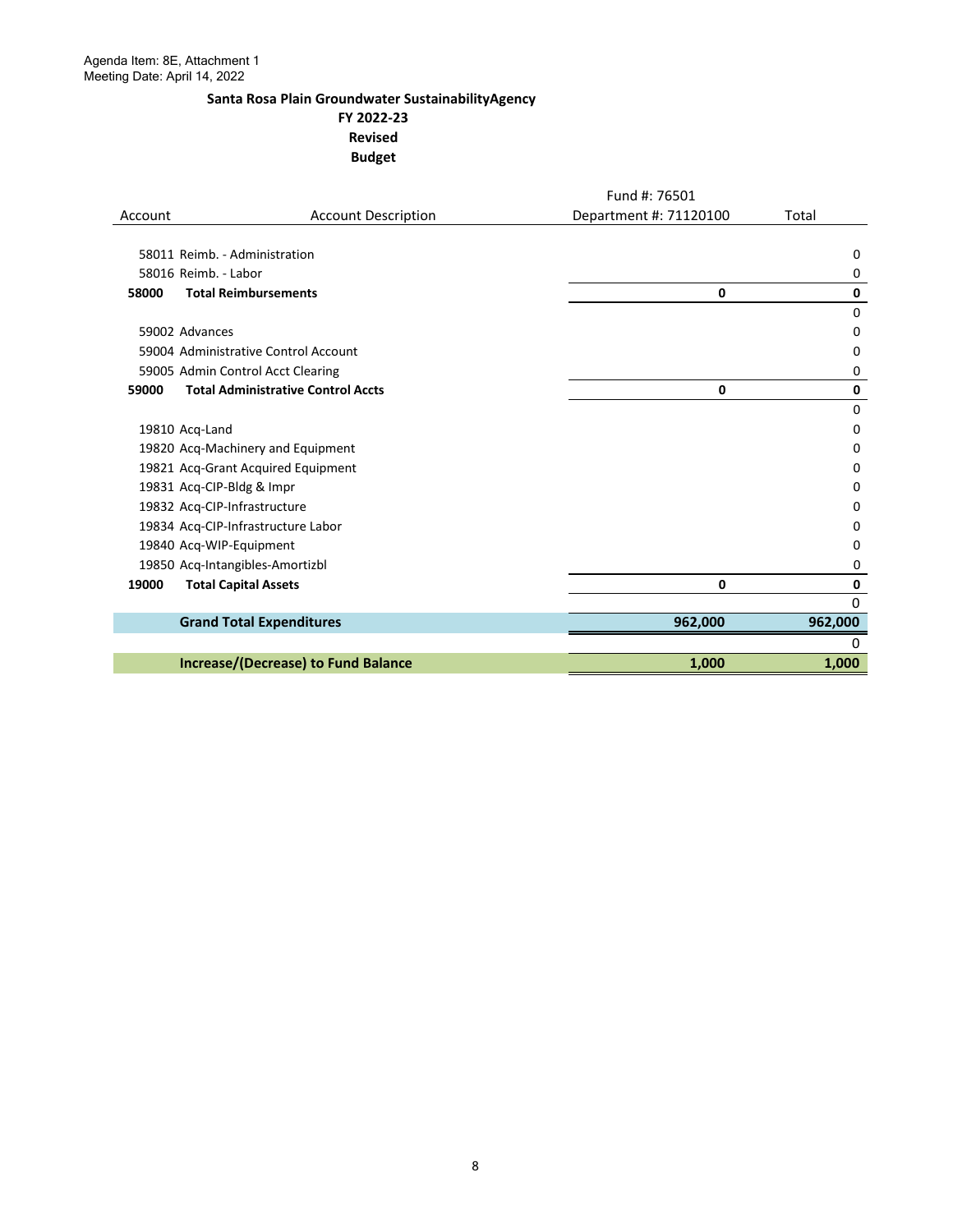Agenda Item: 8E, Attachment 1
Meeting Date: April 14, 2022

**Santa Rosa Plain Groundwater SustainabilityAgency**
**FY 2022-23**
**Revised**
**Budget**

| Account | Account Description | Fund #: 76501<br>Department #: 71120100 | Total |
|---|---|---|---|
| 58011 | Reimb. - Administration | | 0 |
| 58016 | Reimb. - Labor | | 0 |
| **58000** | **Total Reimbursements** | **0** | **0** |
| | | | 0 |
| 59002 | Advances | | 0 |
| 59004 | Administrative Control Account | | 0 |
| 59005 | Admin Control Acct Clearing | | 0 |
| **59000** | **Total Administrative Control Accts** | **0** | **0** |
| | | | 0 |
| 19810 | Acq-Land | | 0 |
| 19820 | Acq-Machinery and Equipment | | 0 |
| 19821 | Acq-Grant Acquired Equipment | | 0 |
| 19831 | Acq-CIP-Bldg & Impr | | 0 |
| 19832 | Acq-CIP-Infrastructure | | 0 |
| 19834 | Acq-CIP-Infrastructure Labor | | 0 |
| 19840 | Acq-WIP-Equipment | | 0 |
| 19850 | Acq-Intangibles-Amortizbl | | 0 |
| **19000** | **Total Capital Assets** | **0** | **0** |
| | | | 0 |
| | **Grand Total Expenditures** | **962,000** | **962,000** |
| | | | 0 |
| | **Increase/(Decrease) to Fund Balance** | **1,000** | **1,000** |